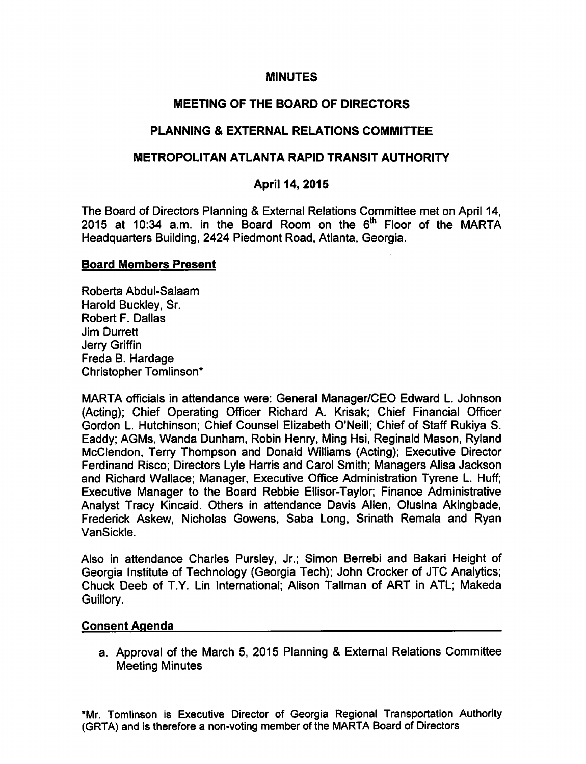# MINUTES

## MEETING OF THE BOARD OF DIRECTORS

## PLANNING & EXTERNAL RELATIONS COMMITTEE

## METROPOLITAN ATLANTA RAPID TRANSIT AUTHORITY

### April 14, 2015

The Board of Directors Planning & External Relations Committee met on April 14, 2015 at 10:34 a.m. in the Board Room on the 6th Floor of the MARTA Headquarters Building, 2424 Piedmont Road, Atlanta, Georgia.

**Board Members Present**

Roberta Abdul-Salaam
Harold Buckley, Sr.
Robert F. Dallas
Jim Durrett
Jerry Griffin
Freda B. Hardage
Christopher Tomlinson*

MARTA officials in attendance were: General Manager/CEO Edward L. Johnson (Acting); Chief Operating Officer Richard A. Krisak; Chief Financial Officer Gordon L. Hutchinson; Chief Counsel Elizabeth O'Neill; Chief of Staff Rukiya S. Eaddy; AGMs, Wanda Dunham, Robin Henry, Ming Hsi, Reginald Mason, Ryland McClendon, Terry Thompson and Donald Williams (Acting); Executive Director Ferdinand Risco; Directors Lyle Harris and Carol Smith; Managers Alisa Jackson and Richard Wallace; Manager, Executive Office Administration Tyrene L. Huff; Executive Manager to the Board Rebbie Ellisor-Taylor; Finance Administrative Analyst Tracy Kincaid. Others in attendance Davis Allen, Olusina Akingbade, Frederick Askew, Nicholas Gowens, Saba Long, Srinath Remala and Ryan VanSickle.

Also in attendance Charles Pursley, Jr.; Simon Berrebi and Bakari Height of Georgia Institute of Technology (Georgia Tech); John Crocker of JTC Analytics; Chuck Deeb of T.Y. Lin International; Alison Tallman of ART in ATL; Makeda Guillory.

**Consent Agenda**

a. Approval of the March 5, 2015 Planning & External Relations Committee Meeting Minutes

*Mr. Tomlinson is Executive Director of Georgia Regional Transportation Authority (GRTA) and is therefore a non-voting member of the MARTA Board of Directors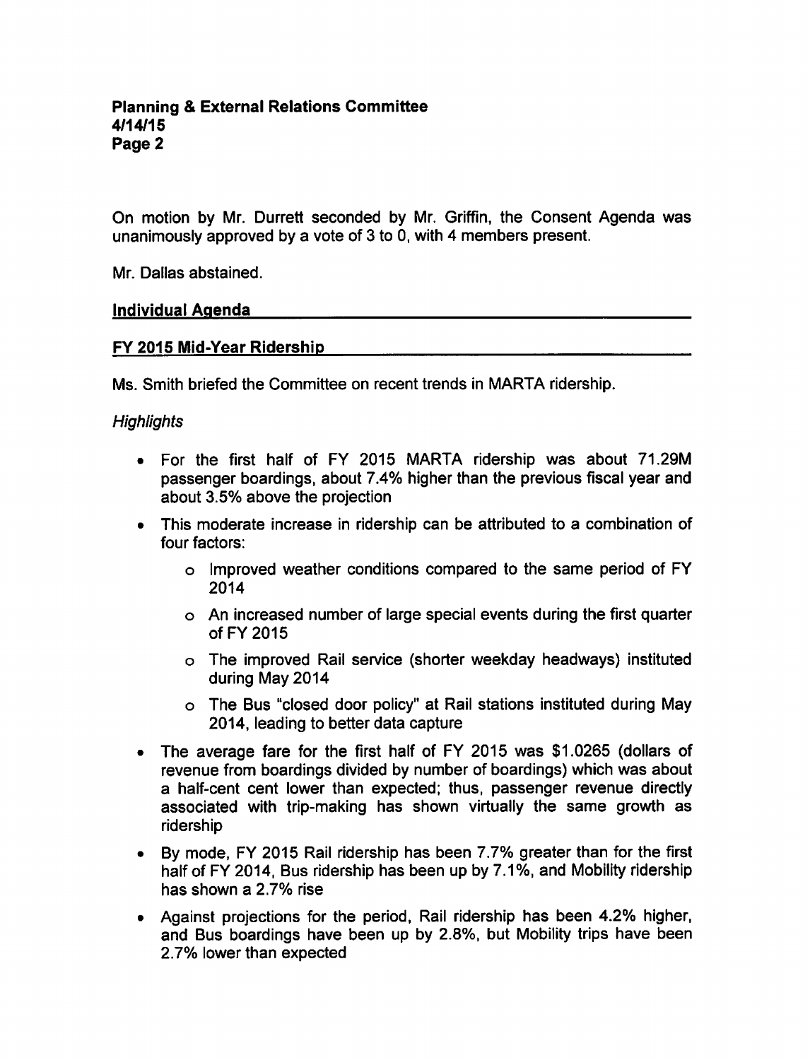On motion by Mr. Durrett seconded by Mr. Griffin, the Consent Agenda was unanimously approved by a vote of 3 to 0, with 4 members present.

Mr. Dallas abstained.

## Individual Agenda

## FY 2015 Mid-Year Ridership

Ms. Smith briefed the Committee on recent trends in MARTA ridership.

*Highlights*

- For the first half of FY 2015 MARTA ridership was about 71.29M passenger boardings, about 7.4% higher than the previous fiscal year and about 3.5% above the projection
- This moderate increase in ridership can be attributed to a combination of four factors:
  - Improved weather conditions compared to the same period of FY 2014
  - An increased number of large special events during the first quarter of FY 2015
  - The improved Rail service (shorter weekday headways) instituted during May 2014
  - The Bus "closed door policy" at Rail stations instituted during May 2014, leading to better data capture
- The average fare for the first half of FY 2015 was $1.0265 (dollars of revenue from boardings divided by number of boardings) which was about a half-cent cent lower than expected; thus, passenger revenue directly associated with trip-making has shown virtually the same growth as ridership
- By mode, FY 2015 Rail ridership has been 7.7% greater than for the first half of FY 2014, Bus ridership has been up by 7.1%, and Mobility ridership has shown a 2.7% rise
- Against projections for the period, Rail ridership has been 4.2% higher, and Bus boardings have been up by 2.8%, but Mobility trips have been 2.7% lower than expected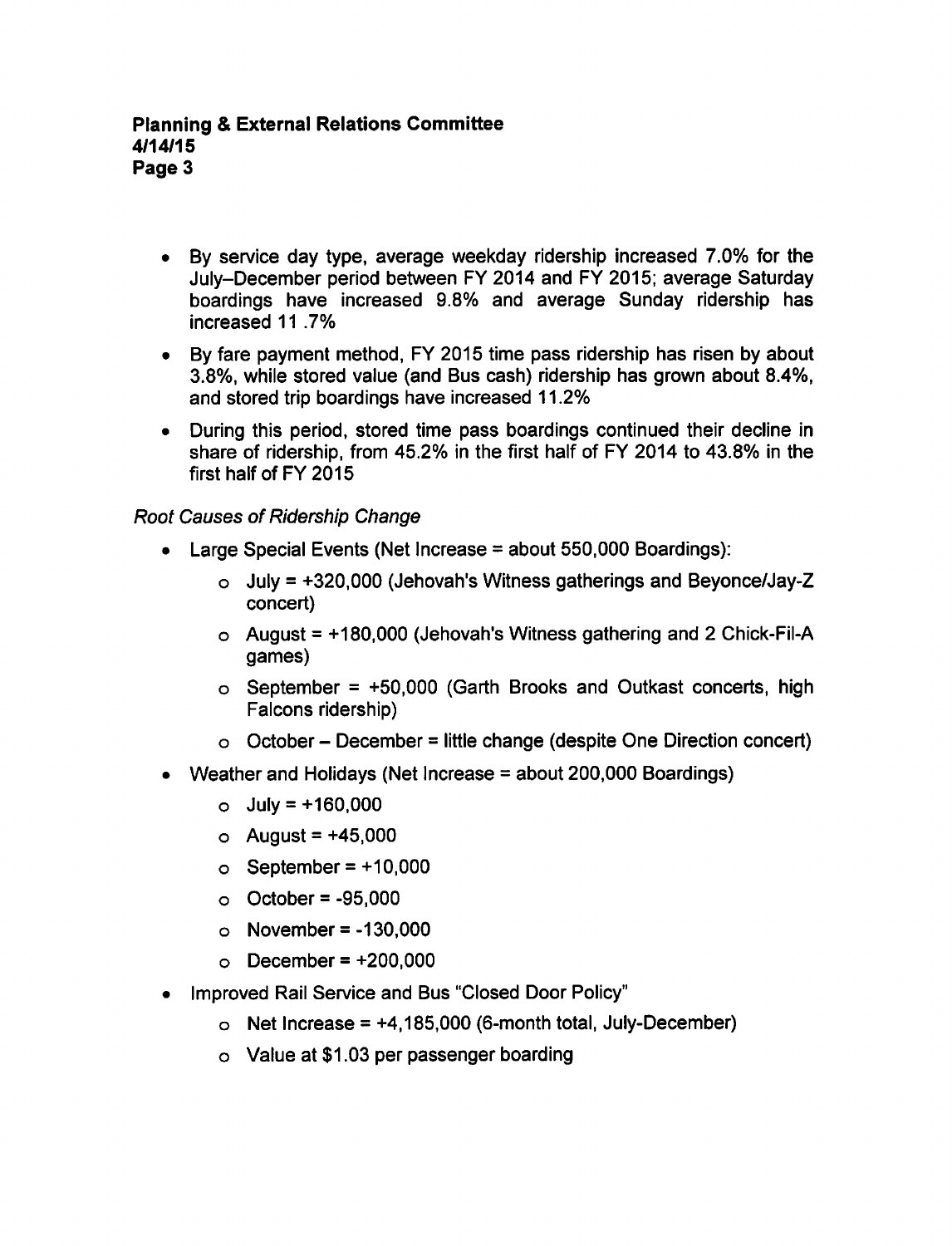- By service day type, average weekday ridership increased 7.0% for the July–December period between FY 2014 and FY 2015; average Saturday boardings have increased 9.8% and average Sunday ridership has increased 11 .7%
- By fare payment method, FY 2015 time pass ridership has risen by about 3.8%, while stored value (and Bus cash) ridership has grown about 8.4%, and stored trip boardings have increased 11.2%
- During this period, stored time pass boardings continued their decline in share of ridership, from 45.2% in the first half of FY 2014 to 43.8% in the first half of FY 2015

*Root Causes of Ridership Change*

- Large Special Events (Net Increase = about 550,000 Boardings):
  - July = +320,000 (Jehovah's Witness gatherings and Beyonce/Jay-Z concert)
  - August = +180,000 (Jehovah's Witness gathering and 2 Chick-Fil-A games)
  - September = +50,000 (Garth Brooks and Outkast concerts, high Falcons ridership)
  - October – December = little change (despite One Direction concert)
- Weather and Holidays (Net Increase = about 200,000 Boardings)
  - July = +160,000
  - August = +45,000
  - September = +10,000
  - October = -95,000
  - November = -130,000
  - December = +200,000
- Improved Rail Service and Bus "Closed Door Policy"
  - Net Increase = +4,185,000 (6-month total, July-December)
  - Value at $1.03 per passenger boarding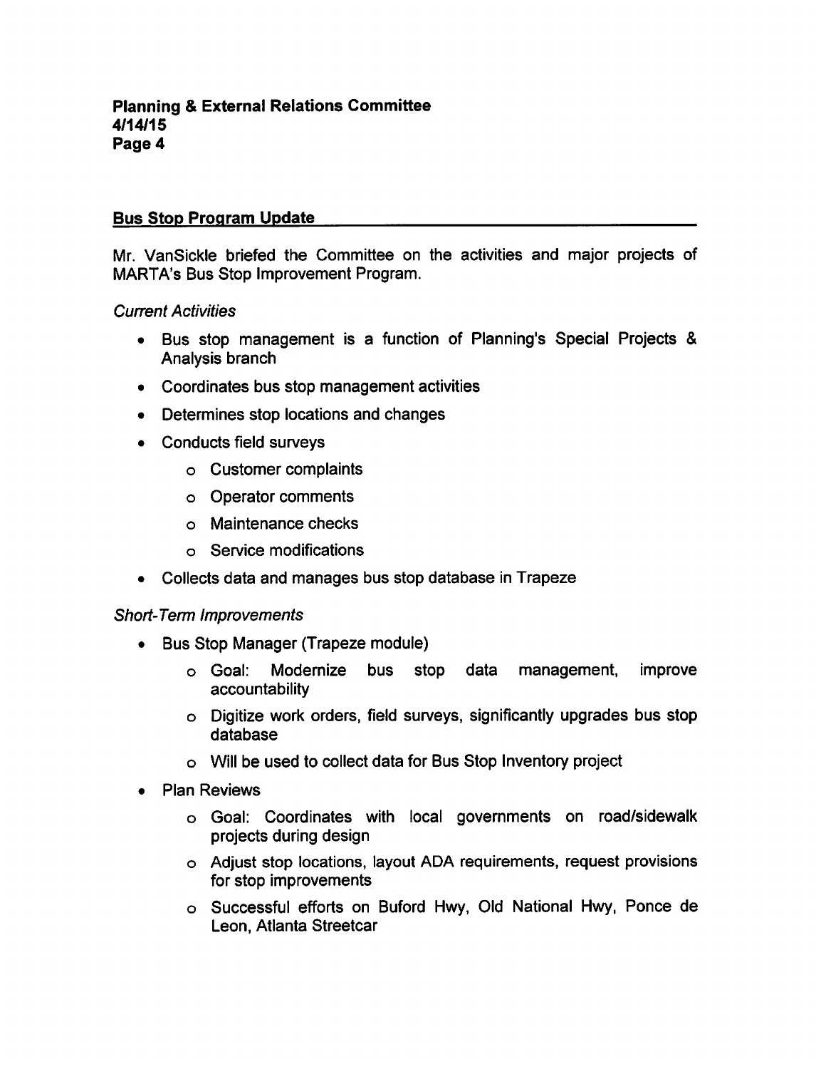## Bus Stop Program Update

Mr. VanSickle briefed the Committee on the activities and major projects of MARTA's Bus Stop Improvement Program.

*Current Activities*

- Bus stop management is a function of Planning's Special Projects & Analysis branch
- Coordinates bus stop management activities
- Determines stop locations and changes
- Conducts field surveys
  - Customer complaints
  - Operator comments
  - Maintenance checks
  - Service modifications
- Collects data and manages bus stop database in Trapeze

*Short-Term Improvements*

- Bus Stop Manager (Trapeze module)
  - Goal: Modernize bus stop data management, improve accountability
  - Digitize work orders, field surveys, significantly upgrades bus stop database
  - Will be used to collect data for Bus Stop Inventory project
- Plan Reviews
  - Goal: Coordinates with local governments on road/sidewalk projects during design
  - Adjust stop locations, layout ADA requirements, request provisions for stop improvements
  - Successful efforts on Buford Hwy, Old National Hwy, Ponce de Leon, Atlanta Streetcar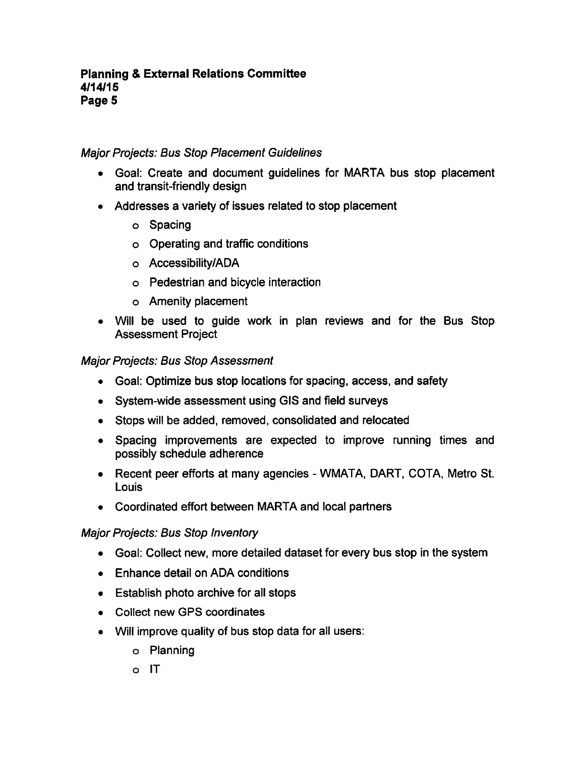*Major Projects: Bus Stop Placement Guidelines*

- Goal: Create and document guidelines for MARTA bus stop placement and transit-friendly design
- Addresses a variety of issues related to stop placement
  - Spacing
  - Operating and traffic conditions
  - Accessibility/ADA
  - Pedestrian and bicycle interaction
  - Amenity placement
- Will be used to guide work in plan reviews and for the Bus Stop Assessment Project

*Major Projects: Bus Stop Assessment*

- Goal: Optimize bus stop locations for spacing, access, and safety
- System-wide assessment using GIS and field surveys
- Stops will be added, removed, consolidated and relocated
- Spacing improvements are expected to improve running times and possibly schedule adherence
- Recent peer efforts at many agencies - WMATA, DART, COTA, Metro St. Louis
- Coordinated effort between MARTA and local partners

*Major Projects: Bus Stop Inventory*

- Goal: Collect new, more detailed dataset for every bus stop in the system
- Enhance detail on ADA conditions
- Establish photo archive for all stops
- Collect new GPS coordinates
- Will improve quality of bus stop data for all users:
  - Planning
  - IT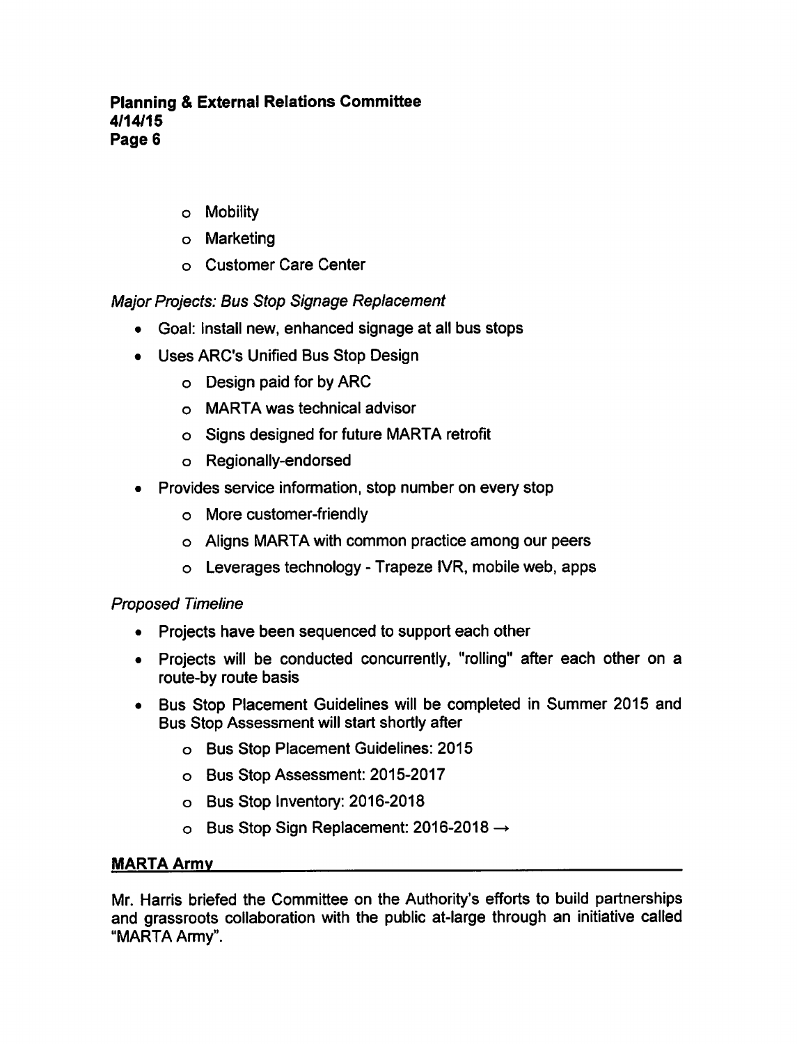- Mobility
- Marketing
- Customer Care Center

*Major Projects: Bus Stop Signage Replacement*

- Goal: Install new, enhanced signage at all bus stops
- Uses ARC's Unified Bus Stop Design
    - Design paid for by ARC
    - MARTA was technical advisor
    - Signs designed for future MARTA retrofit
    - Regionally-endorsed
- Provides service information, stop number on every stop
    - More customer-friendly
    - Aligns MARTA with common practice among our peers
    - Leverages technology - Trapeze IVR, mobile web, apps

*Proposed Timeline*

- Projects have been sequenced to support each other
- Projects will be conducted concurrently, "rolling" after each other on a route-by route basis
- Bus Stop Placement Guidelines will be completed in Summer 2015 and Bus Stop Assessment will start shortly after
    - Bus Stop Placement Guidelines: 2015
    - Bus Stop Assessment: 2015-2017
    - Bus Stop Inventory: 2016-2018
    - Bus Stop Sign Replacement: 2016-2018 →

## MARTA Army

Mr. Harris briefed the Committee on the Authority's efforts to build partnerships and grassroots collaboration with the public at-large through an initiative called "MARTA Army".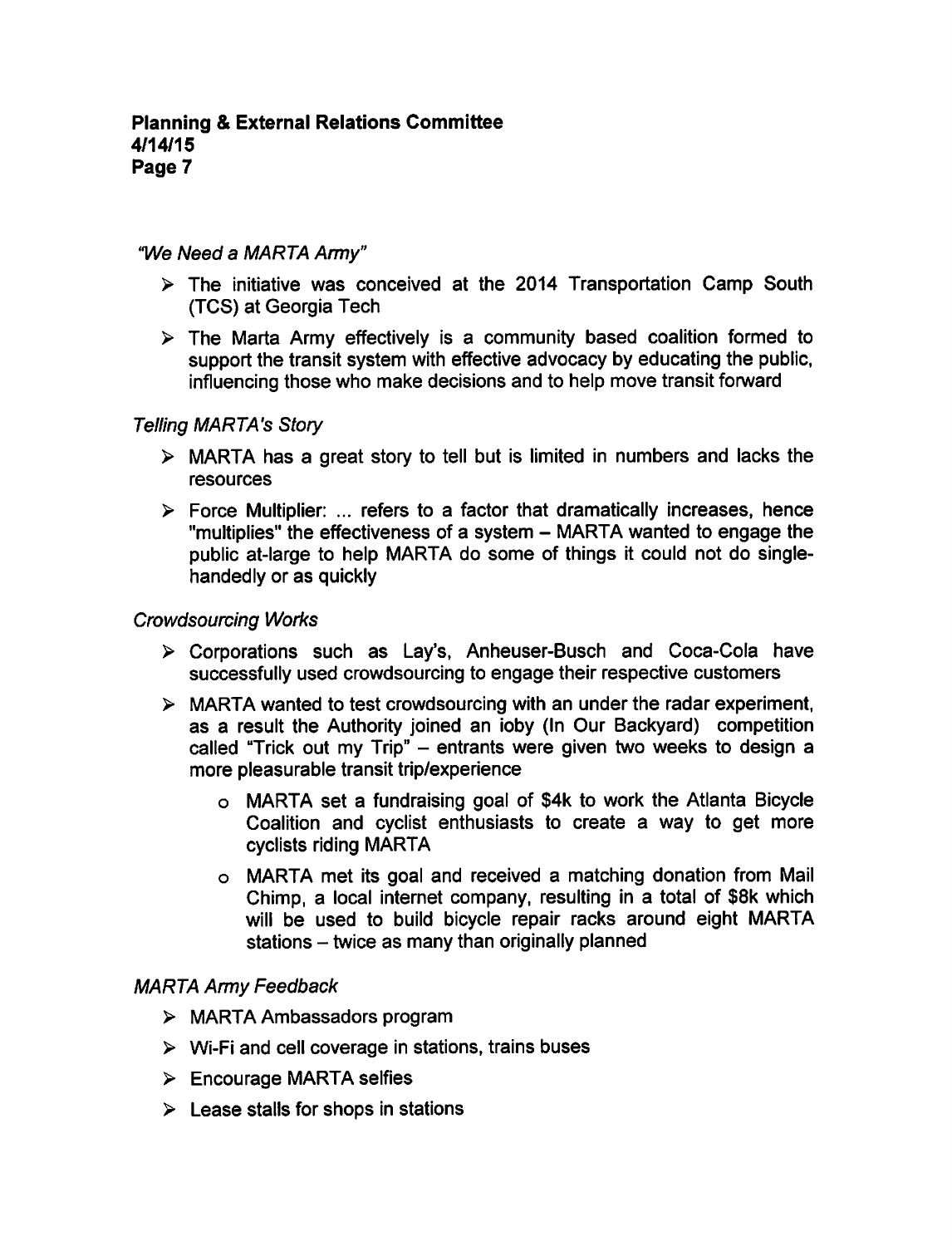*"We Need a MARTA Army"*

- The initiative was conceived at the 2014 Transportation Camp South (TCS) at Georgia Tech
- The Marta Army effectively is a community based coalition formed to support the transit system with effective advocacy by educating the public, influencing those who make decisions and to help move transit forward

*Telling MARTA's Story*

- MARTA has a great story to tell but is limited in numbers and lacks the resources
- Force Multiplier: ... refers to a factor that dramatically increases, hence "multiplies" the effectiveness of a system – MARTA wanted to engage the public at-large to help MARTA do some of things it could not do single-handedly or as quickly

*Crowdsourcing Works*

- Corporations such as Lay's, Anheuser-Busch and Coca-Cola have successfully used crowdsourcing to engage their respective customers
- MARTA wanted to test crowdsourcing with an under the radar experiment, as a result the Authority joined an ioby (In Our Backyard) competition called "Trick out my Trip" – entrants were given two weeks to design a more pleasurable transit trip/experience
    - MARTA set a fundraising goal of $4k to work the Atlanta Bicycle Coalition and cyclist enthusiasts to create a way to get more cyclists riding MARTA
    - MARTA met its goal and received a matching donation from Mail Chimp, a local internet company, resulting in a total of $8k which will be used to build bicycle repair racks around eight MARTA stations – twice as many than originally planned

*MARTA Army Feedback*

- MARTA Ambassadors program
- Wi-Fi and cell coverage in stations, trains buses
- Encourage MARTA selfies
- Lease stalls for shops in stations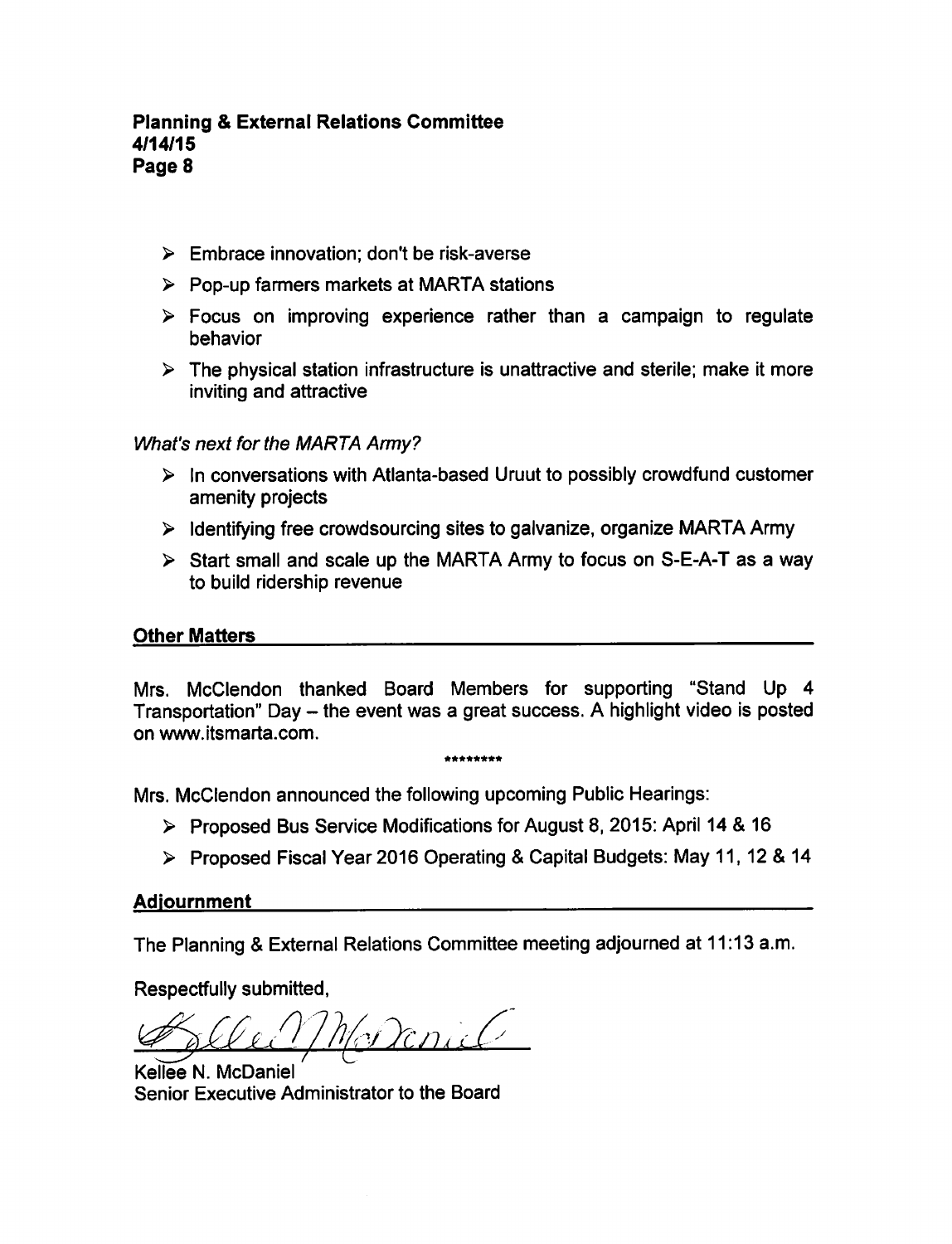- Embrace innovation; don't be risk-averse
- Pop-up farmers markets at MARTA stations
- Focus on improving experience rather than a campaign to regulate behavior
- The physical station infrastructure is unattractive and sterile; make it more inviting and attractive

*What's next for the MARTA Army?*

- In conversations with Atlanta-based Uruut to possibly crowdfund customer amenity projects
- Identifying free crowdsourcing sites to galvanize, organize MARTA Army
- Start small and scale up the MARTA Army to focus on S-E-A-T as a way to build ridership revenue

## Other Matters

Mrs. McClendon thanked Board Members for supporting "Stand Up 4 Transportation" Day – the event was a great success. A highlight video is posted on www.itsmarta.com.

********

Mrs. McClendon announced the following upcoming Public Hearings:

- Proposed Bus Service Modifications for August 8, 2015: April 14 & 16
- Proposed Fiscal Year 2016 Operating & Capital Budgets: May 11, 12 & 14

## Adjournment

The Planning & External Relations Committee meeting adjourned at 11:13 a.m.

Respectfully submitted,

Kellee N. McDaniel
Senior Executive Administrator to the Board